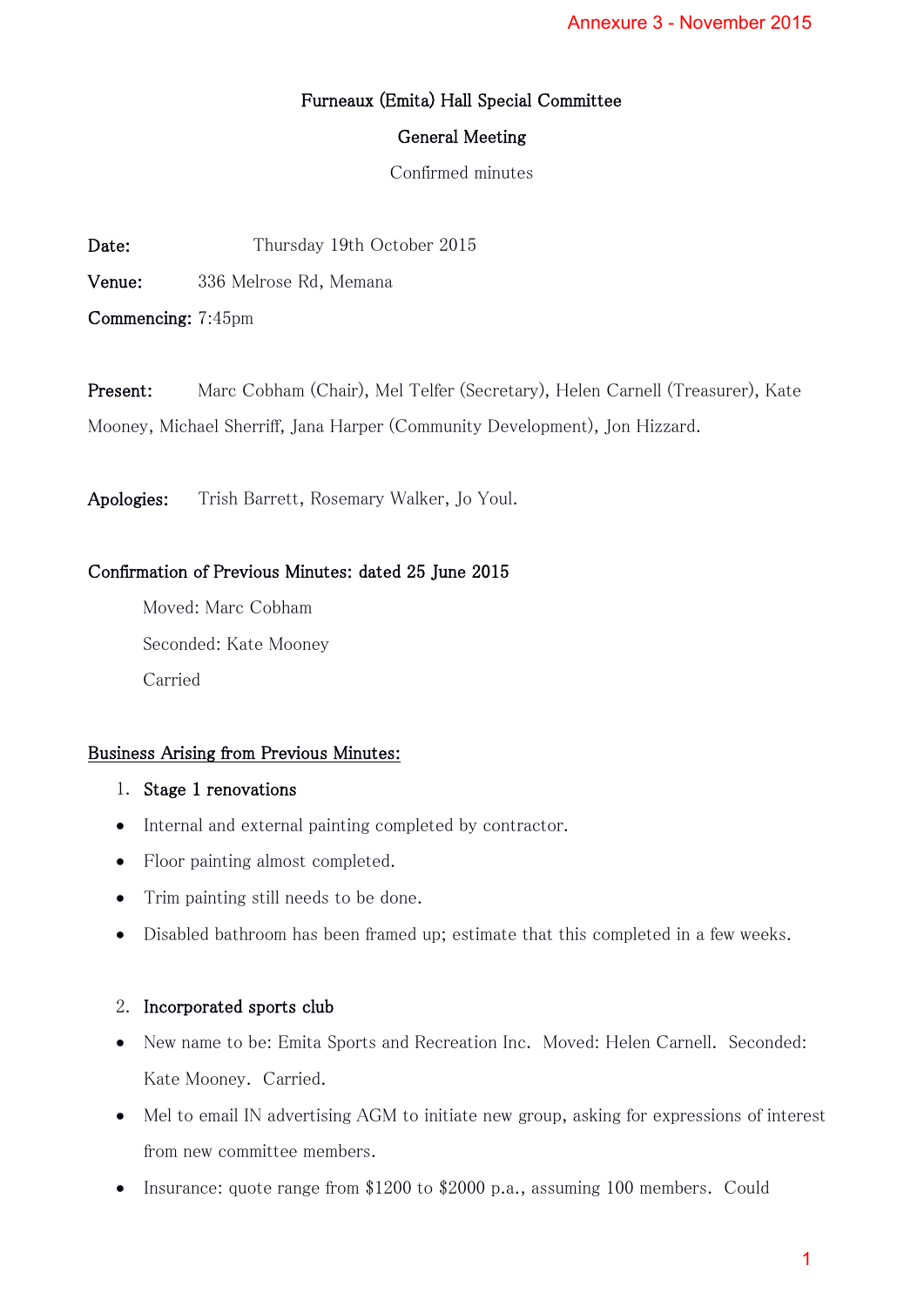Annexure 3 - November 2015

# Furneaux (Emita) Hall Special Committee

## General Meeting

Confirmed minutes

**Date:** Thursday 19th October 2015

**Venue:** 336 Melrose Rd, Memana

**Commencing:** 7:45pm

**Present:** Marc Cobham (Chair), Mel Telfer (Secretary), Helen Carnell (Treasurer), Kate Mooney, Michael Sherriff, Jana Harper (Community Development), Jon Hizzard.

**Apologies:** Trish Barrett, Rosemary Walker, Jo Youl.

**Confirmation of Previous Minutes: dated 25 June 2015**

Moved: Marc Cobham

Seconded: Kate Mooney

Carried

**Business Arising from Previous Minutes:**

1. **Stage 1 renovations**

- Internal and external painting completed by contractor.
- Floor painting almost completed.
- Trim painting still needs to be done.
- Disabled bathroom has been framed up; estimate that this completed in a few weeks.

2. **Incorporated sports club**

- New name to be: Emita Sports and Recreation Inc. Moved: Helen Carnell. Seconded: Kate Mooney. Carried.
- Mel to email IN advertising AGM to initiate new group, asking for expressions of interest from new committee members.
- Insurance: quote range from $1200 to $2000 p.a., assuming 100 members. Could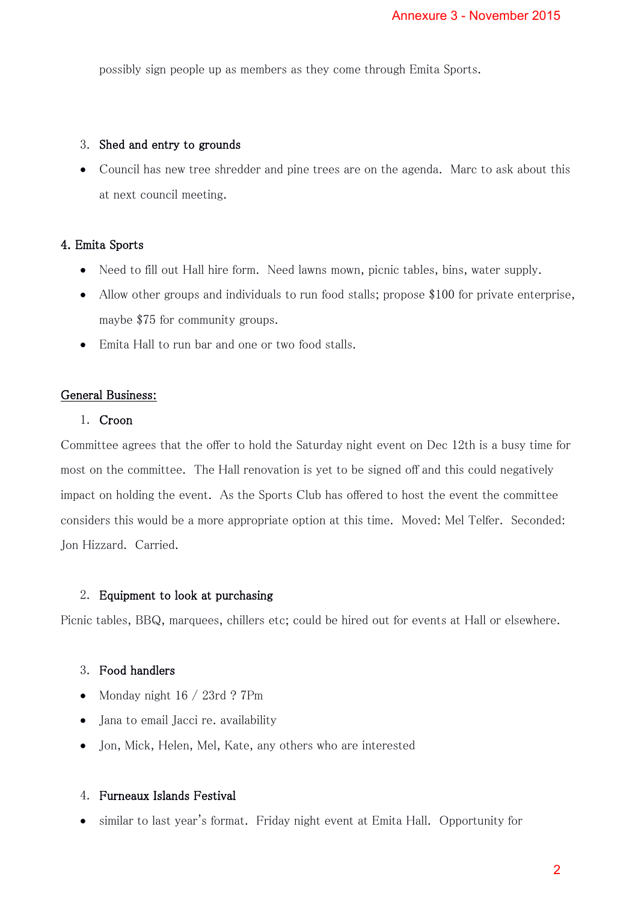possibly sign people up as members as they come through Emita Sports.

3. Shed and entry to grounds

- Council has new tree shredder and pine trees are on the agenda. Marc to ask about this at next council meeting.

4. Emita Sports

- Need to fill out Hall hire form. Need lawns mown, picnic tables, bins, water supply.
- Allow other groups and individuals to run food stalls; propose $100 for private enterprise, maybe $75 for community groups.
- Emita Hall to run bar and one or two food stalls.

## General Business:

1. Croon

Committee agrees that the offer to hold the Saturday night event on Dec 12th is a busy time for most on the committee. The Hall renovation is yet to be signed off and this could negatively impact on holding the event. As the Sports Club has offered to host the event the committee considers this would be a more appropriate option at this time. Moved: Mel Telfer. Seconded: Jon Hizzard. Carried.

2. Equipment to look at purchasing

Picnic tables, BBQ, marquees, chillers etc; could be hired out for events at Hall or elsewhere.

3. Food handlers

- Monday night 16 / 23rd ? 7Pm
- Jana to email Jacci re. availability
- Jon, Mick, Helen, Mel, Kate, any others who are interested

4. Furneaux Islands Festival

- similar to last year's format. Friday night event at Emita Hall. Opportunity for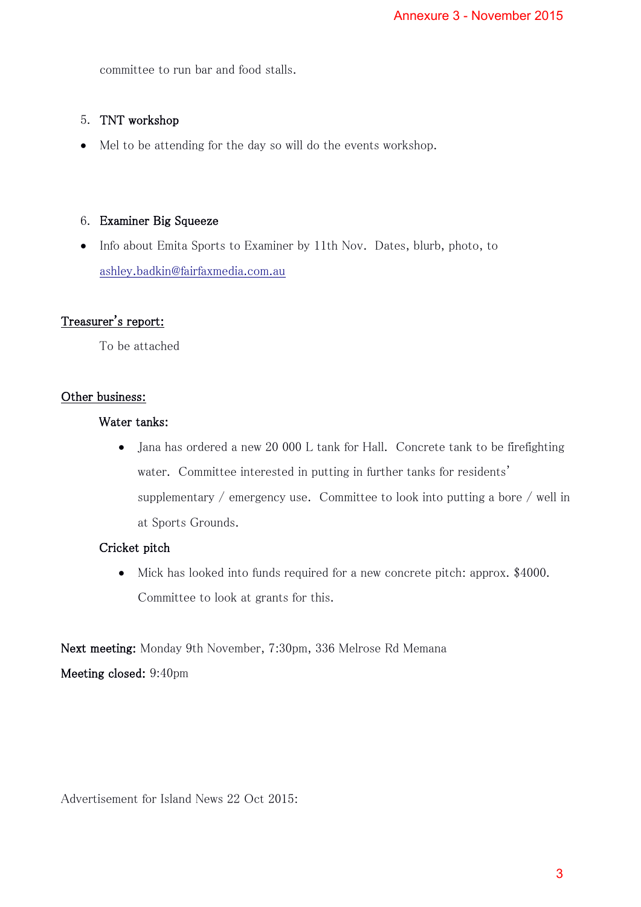committee to run bar and food stalls.

5. TNT workshop

- Mel to be attending for the day so will do the events workshop.

6. Examiner Big Squeeze

- Info about Emita Sports to Examiner by 11th Nov. Dates, blurb, photo, to ashley.badkin@fairfaxmedia.com.au

**Treasurer's report:**

To be attached

**Other business:**

Water tanks:

- Jana has ordered a new 20 000 L tank for Hall. Concrete tank to be firefighting water. Committee interested in putting in further tanks for residents' supplementary / emergency use. Committee to look into putting a bore / well in at Sports Grounds.

Cricket pitch

- Mick has looked into funds required for a new concrete pitch: approx. $4000. Committee to look at grants for this.

**Next meeting:** Monday 9th November, 7:30pm, 336 Melrose Rd Memana

**Meeting closed:** 9:40pm

Advertisement for Island News 22 Oct 2015: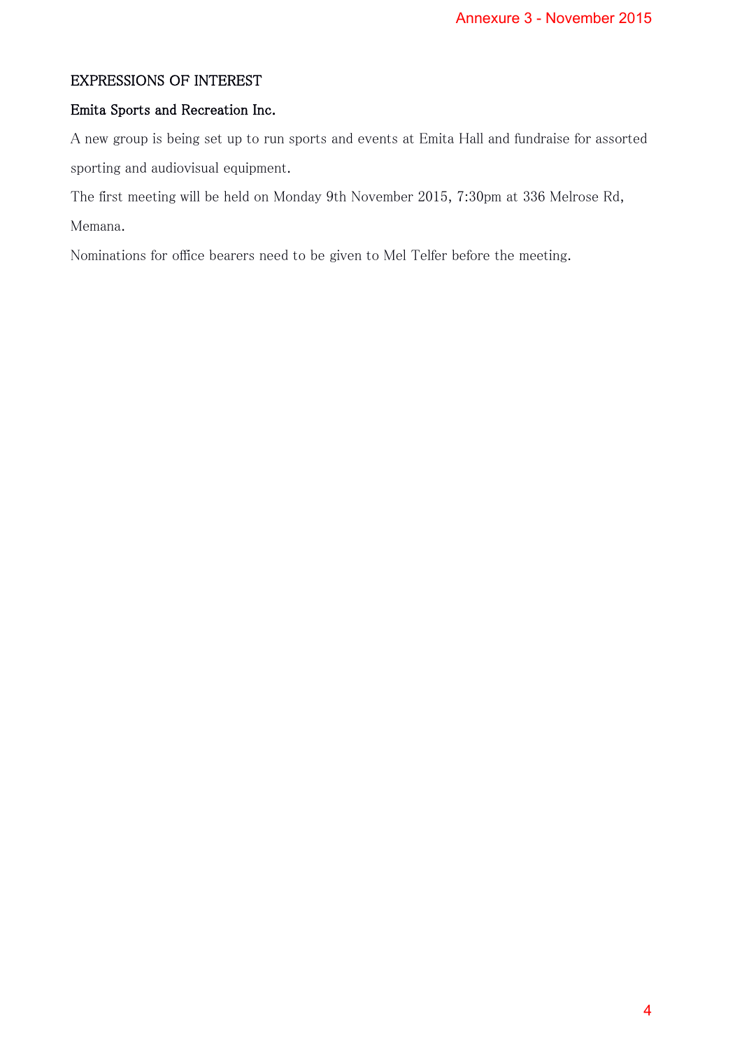## EXPRESSIONS OF INTEREST

### Emita Sports and Recreation Inc.

A new group is being set up to run sports and events at Emita Hall and fundraise for assorted sporting and audiovisual equipment.

The first meeting will be held on Monday 9th November 2015, 7:30pm at 336 Melrose Rd, Memana.

Nominations for office bearers need to be given to Mel Telfer before the meeting.